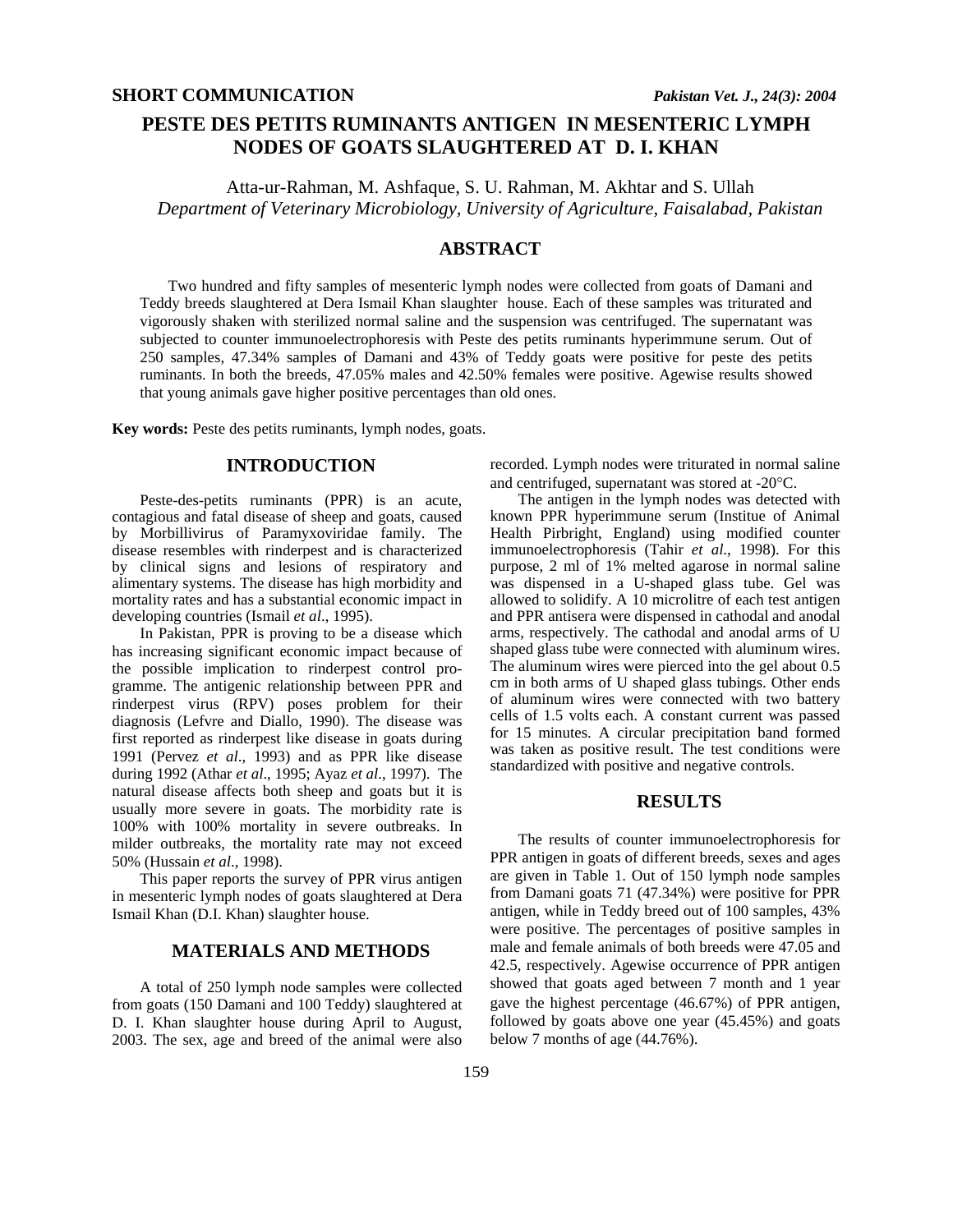**SHORT COMMUNICATION**

# PESTE DES PETITS RUMINANTS ANTIGEN IN MESENTERIC LYMPH NODES OF GOATS SLAUGHTERED AT D. I. KHAN

Atta-ur-Rahman, M. Ashfaque, S. U. Rahman, M. Akhtar and S. Ullah

*Department of Veterinary Microbiology, University of Agriculture, Faisalabad, Pakistan*

## ABSTRACT

Two hundred and fifty samples of mesenteric lymph nodes were collected from goats of Damani and Teddy breeds slaughtered at Dera Ismail Khan slaughter house. Each of these samples was triturated and vigorously shaken with sterilized normal saline and the suspension was centrifuged. The supernatant was subjected to counter immunoelectrophoresis with Peste des petits ruminants hyperimmune serum. Out of 250 samples, 47.34% samples of Damani and 43% of Teddy goats were positive for peste des petits ruminants. In both the breeds, 47.05% males and 42.50% females were positive. Agewise results showed that young animals gave higher positive percentages than old ones.

**Key words:** Peste des petits ruminants, lymph nodes, goats.

## INTRODUCTION

Peste-des-petits ruminants (PPR) is an acute, contagious and fatal disease of sheep and goats, caused by Morbillivirus of Paramyxoviridae family. The disease resembles with rinderpest and is characterized by clinical signs and lesions of respiratory and alimentary systems. The disease has high morbidity and mortality rates and has a substantial economic impact in developing countries (Ismail *et al*., 1995).

In Pakistan, PPR is proving to be a disease which has increasing significant economic impact because of the possible implication to rinderpest control programme. The antigenic relationship between PPR and rinderpest virus (RPV) poses problem for their diagnosis (Lefvre and Diallo, 1990). The disease was first reported as rinderpest like disease in goats during 1991 (Pervez *et al*., 1993) and as PPR like disease during 1992 (Athar *et al*., 1995; Ayaz *et al*., 1997). The natural disease affects both sheep and goats but it is usually more severe in goats. The morbidity rate is 100% with 100% mortality in severe outbreaks. In milder outbreaks, the mortality rate may not exceed 50% (Hussain *et al*., 1998).

This paper reports the survey of PPR virus antigen in mesenteric lymph nodes of goats slaughtered at Dera Ismail Khan (D.I. Khan) slaughter house.

## MATERIALS AND METHODS

A total of 250 lymph node samples were collected from goats (150 Damani and 100 Teddy) slaughtered at D. I. Khan slaughter house during April to August, 2003. The sex, age and breed of the animal were also recorded. Lymph nodes were triturated in normal saline and centrifuged, supernatant was stored at -20°C.

The antigen in the lymph nodes was detected with known PPR hyperimmune serum (Institue of Animal Health Pirbright, England) using modified counter immunoelectrophoresis (Tahir *et al*., 1998). For this purpose, 2 ml of 1% melted agarose in normal saline was dispensed in a U-shaped glass tube. Gel was allowed to solidify. A 10 microlitre of each test antigen and PPR antisera were dispensed in cathodal and anodal arms, respectively. The cathodal and anodal arms of U shaped glass tube were connected with aluminum wires. The aluminum wires were pierced into the gel about 0.5 cm in both arms of U shaped glass tubings. Other ends of aluminum wires were connected with two battery cells of 1.5 volts each. A constant current was passed for 15 minutes. A circular precipitation band formed was taken as positive result. The test conditions were standardized with positive and negative controls.

## RESULTS

The results of counter immunoelectrophoresis for PPR antigen in goats of different breeds, sexes and ages are given in Table 1. Out of 150 lymph node samples from Damani goats 71 (47.34%) were positive for PPR antigen, while in Teddy breed out of 100 samples, 43% were positive. The percentages of positive samples in male and female animals of both breeds were 47.05 and 42.5, respectively. Agewise occurrence of PPR antigen showed that goats aged between 7 month and 1 year gave the highest percentage (46.67%) of PPR antigen, followed by goats above one year (45.45%) and goats below 7 months of age (44.76%).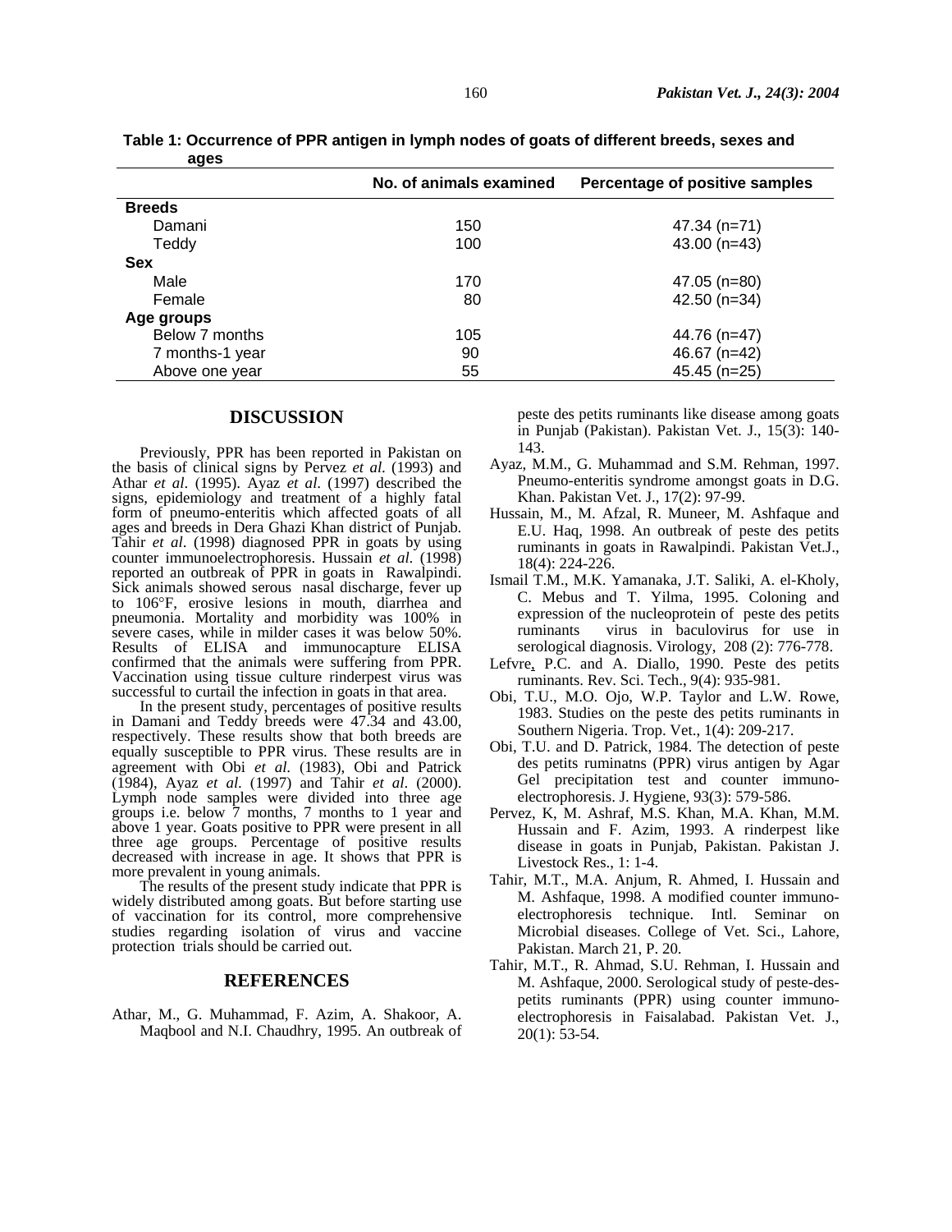**Table 1: Occurrence of PPR antigen in lymph nodes of goats of different breeds, sexes and ages**

| | No. of animals examined | Percentage of positive samples |
|---|---|---|
| **Breeds** | | |
| Damani | 150 | 47.34 (n=71) |
| Teddy | 100 | 43.00 (n=43) |
| **Sex** | | |
| Male | 170 | 47.05 (n=80) |
| Female | 80 | 42.50 (n=34) |
| **Age groups** | | |
| Below 7 months | 105 | 44.76 (n=47) |
| 7 months-1 year | 90 | 46.67 (n=42) |
| Above one year | 55 | 45.45 (n=25) |

## DISCUSSION

Previously, PPR has been reported in Pakistan on the basis of clinical signs by Pervez *et al.* (1993) and Athar *et al*. (1995). Ayaz *et al*. (1997) described the signs, epidemiology and treatment of a highly fatal form of pneumo-enteritis which affected goats of all ages and breeds in Dera Ghazi Khan district of Punjab. Tahir *et al*. (1998) diagnosed PPR in goats by using counter immunoelectrophoresis. Hussain *et al.* (1998) reported an outbreak of PPR in goats in Rawalpindi. Sick animals showed serous nasal discharge, fever up to 106°F, erosive lesions in mouth, diarrhea and pneumonia. Mortality and morbidity was 100% in severe cases, while in milder cases it was below 50%. Results of ELISA and immunocapture ELISA confirmed that the animals were suffering from PPR. Vaccination using tissue culture rinderpest virus was successful to curtail the infection in goats in that area.

In the present study, percentages of positive results in Damani and Teddy breeds were 47.34 and 43.00, respectively. These results show that both breeds are equally susceptible to PPR virus. These results are in agreement with Obi *et al.* (1983), Obi and Patrick (1984), Ayaz *et al.* (1997) and Tahir *et al*. (2000). Lymph node samples were divided into three age groups i.e. below 7 months, 7 months to 1 year and above 1 year. Goats positive to PPR were present in all three age groups. Percentage of positive results decreased with increase in age. It shows that PPR is more prevalent in young animals.

The results of the present study indicate that PPR is widely distributed among goats. But before starting use of vaccination for its control, more comprehensive studies regarding isolation of virus and vaccine protection trials should be carried out.

## REFERENCES

Athar, M., G. Muhammad, F. Azim, A. Shakoor, A. Maqbool and N.I. Chaudhry, 1995. An outbreak of peste des petits ruminants like disease among goats in Punjab (Pakistan). Pakistan Vet. J., 15(3): 140-143.

Ayaz, M.M., G. Muhammad and S.M. Rehman, 1997. Pneumo-enteritis syndrome amongst goats in D.G. Khan. Pakistan Vet. J., 17(2): 97-99.

Hussain, M., M. Afzal, R. Muneer, M. Ashfaque and E.U. Haq, 1998. An outbreak of peste des petits ruminants in goats in Rawalpindi. Pakistan Vet.J., 18(4): 224-226.

Ismail T.M., M.K. Yamanaka, J.T. Saliki, A. el-Kholy, C. Mebus and T. Yilma, 1995. Coloning and expression of the nucleoprotein of peste des petits ruminants virus in baculovirus for use in serological diagnosis. Virology, 208 (2): 776-778.

Lefvre, P.C. and A. Diallo, 1990. Peste des petits ruminants. Rev. Sci. Tech., 9(4): 935-981.

Obi, T.U., M.O. Ojo, W.P. Taylor and L.W. Rowe, 1983. Studies on the peste des petits ruminants in Southern Nigeria. Trop. Vet., 1(4): 209-217.

Obi, T.U. and D. Patrick, 1984. The detection of peste des petits ruminatns (PPR) virus antigen by Agar Gel precipitation test and counter immuno-electrophoresis. J. Hygiene, 93(3): 579-586.

Pervez, K, M. Ashraf, M.S. Khan, M.A. Khan, M.M. Hussain and F. Azim, 1993. A rinderpest like disease in goats in Punjab, Pakistan. Pakistan J. Livestock Res., 1: 1-4.

Tahir, M.T., M.A. Anjum, R. Ahmed, I. Hussain and M. Ashfaque, 1998. A modified counter immuno-electrophoresis technique. Intl. Seminar on Microbial diseases. College of Vet. Sci., Lahore, Pakistan. March 21, P. 20.

Tahir, M.T., R. Ahmad, S.U. Rehman, I. Hussain and M. Ashfaque, 2000. Serological study of peste-des-petits ruminants (PPR) using counter immuno-electrophoresis in Faisalabad. Pakistan Vet. J., 20(1): 53-54.